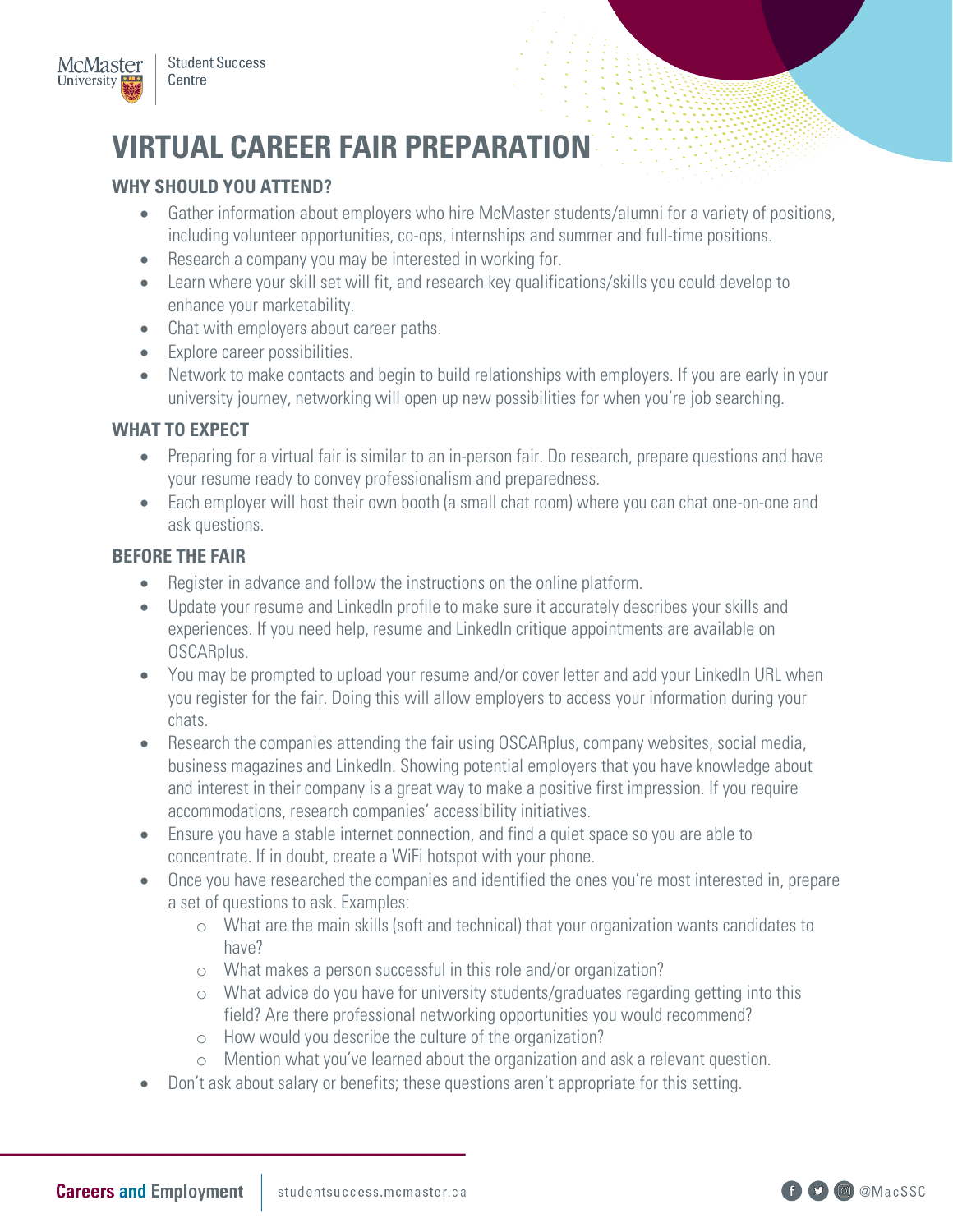McMaster University | Student Success Centre

# VIRTUAL CAREER FAIR PREPARATION

## WHY SHOULD YOU ATTEND?

- Gather information about employers who hire McMaster students/alumni for a variety of positions, including volunteer opportunities, co-ops, internships and summer and full-time positions.
- Research a company you may be interested in working for.
- Learn where your skill set will fit, and research key qualifications/skills you could develop to enhance your marketability.
- Chat with employers about career paths.
- Explore career possibilities.
- Network to make contacts and begin to build relationships with employers. If you are early in your university journey, networking will open up new possibilities for when you're job searching.

## WHAT TO EXPECT

- Preparing for a virtual fair is similar to an in-person fair. Do research, prepare questions and have your resume ready to convey professionalism and preparedness.
- Each employer will host their own booth (a small chat room) where you can chat one-on-one and ask questions.

## BEFORE THE FAIR

- Register in advance and follow the instructions on the online platform.
- Update your resume and LinkedIn profile to make sure it accurately describes your skills and experiences. If you need help, resume and LinkedIn critique appointments are available on OSCARplus.
- You may be prompted to upload your resume and/or cover letter and add your LinkedIn URL when you register for the fair. Doing this will allow employers to access your information during your chats.
- Research the companies attending the fair using OSCARplus, company websites, social media, business magazines and LinkedIn. Showing potential employers that you have knowledge about and interest in their company is a great way to make a positive first impression. If you require accommodations, research companies' accessibility initiatives.
- Ensure you have a stable internet connection, and find a quiet space so you are able to concentrate. If in doubt, create a WiFi hotspot with your phone.
- Once you have researched the companies and identified the ones you're most interested in, prepare a set of questions to ask. Examples:
  - What are the main skills (soft and technical) that your organization wants candidates to have?
  - What makes a person successful in this role and/or organization?
  - What advice do you have for university students/graduates regarding getting into this field? Are there professional networking opportunities you would recommend?
  - How would you describe the culture of the organization?
  - Mention what you've learned about the organization and ask a relevant question.
- Don't ask about salary or benefits; these questions aren't appropriate for this setting.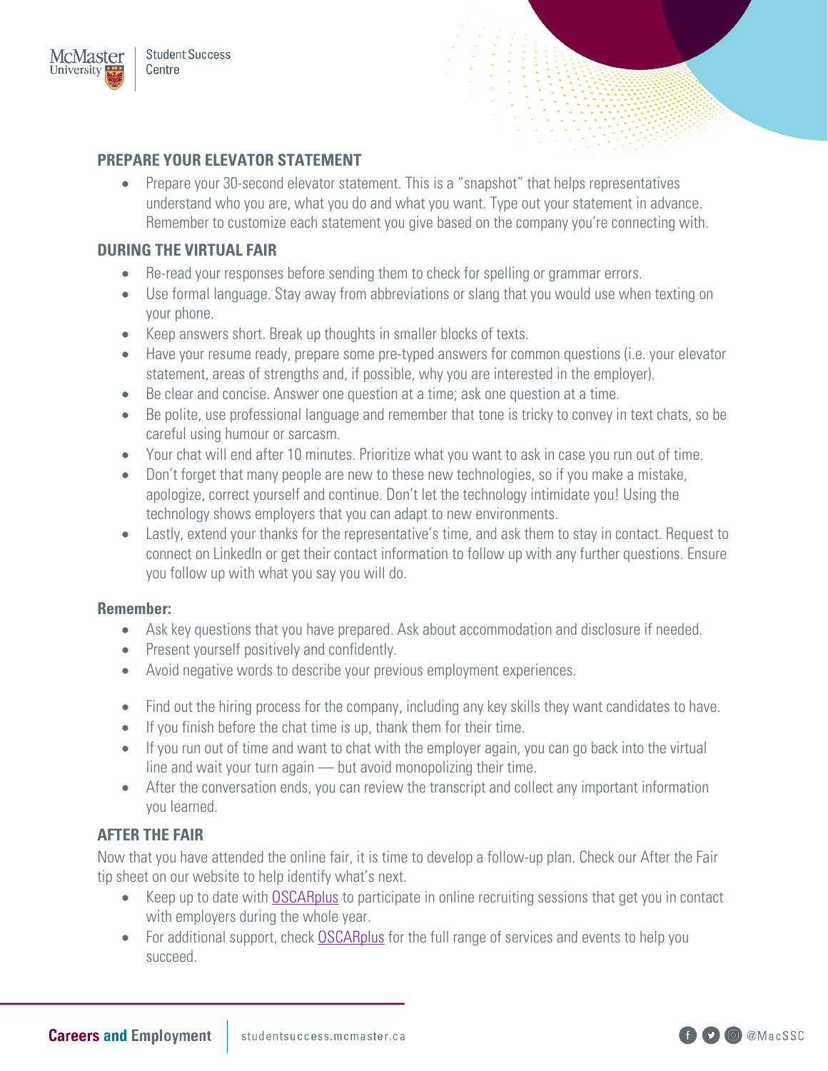## PREPARE YOUR ELEVATOR STATEMENT

- Prepare your 30-second elevator statement. This is a "snapshot" that helps representatives understand who you are, what you do and what you want. Type out your statement in advance. Remember to customize each statement you give based on the company you're connecting with.

## DURING THE VIRTUAL FAIR

- Re-read your responses before sending them to check for spelling or grammar errors.
- Use formal language. Stay away from abbreviations or slang that you would use when texting on your phone.
- Keep answers short. Break up thoughts in smaller blocks of texts.
- Have your resume ready, prepare some pre-typed answers for common questions (i.e. your elevator statement, areas of strengths and, if possible, why you are interested in the employer).
- Be clear and concise. Answer one question at a time; ask one question at a time.
- Be polite, use professional language and remember that tone is tricky to convey in text chats, so be careful using humour or sarcasm.
- Your chat will end after 10 minutes. Prioritize what you want to ask in case you run out of time.
- Don't forget that many people are new to these new technologies, so if you make a mistake, apologize, correct yourself and continue. Don't let the technology intimidate you! Using the technology shows employers that you can adapt to new environments.
- Lastly, extend your thanks for the representative's time, and ask them to stay in contact. Request to connect on LinkedIn or get their contact information to follow up with any further questions. Ensure you follow up with what you say you will do.

**Remember:**

- Ask key questions that you have prepared. Ask about accommodation and disclosure if needed.
- Present yourself positively and confidently.
- Avoid negative words to describe your previous employment experiences.

- Find out the hiring process for the company, including any key skills they want candidates to have.
- If you finish before the chat time is up, thank them for their time.
- If you run out of time and want to chat with the employer again, you can go back into the virtual line and wait your turn again — but avoid monopolizing their time.
- After the conversation ends, you can review the transcript and collect any important information you learned.

## AFTER THE FAIR

Now that you have attended the online fair, it is time to develop a follow-up plan. Check our After the Fair tip sheet on our website to help identify what's next.

- Keep up to date with OSCARplus to participate in online recruiting sessions that get you in contact with employers during the whole year.
- For additional support, check OSCARplus for the full range of services and events to help you succeed.